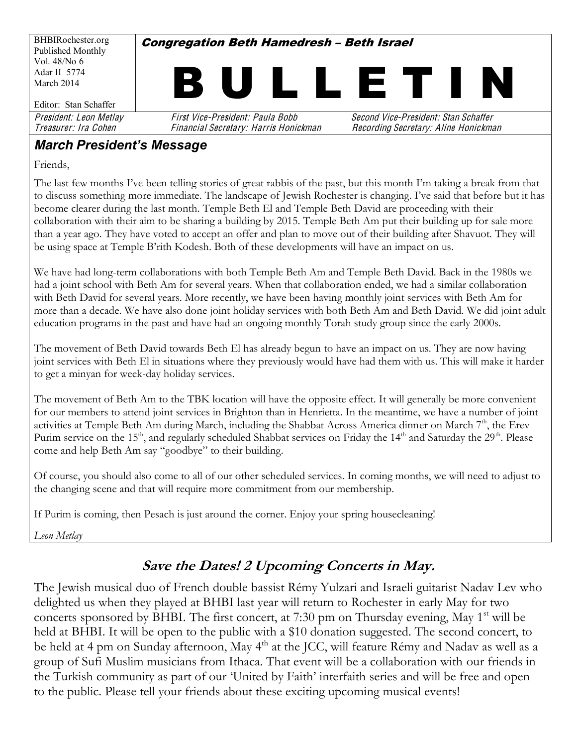BHBIRochester.org
Published Monthly
Vol. 48/No 6
Adar II 5774
March 2014

Editor: Stan Schaffer

**Congregation Beth Hamedresh – Beth Israel**

# BULLETIN

*President: Leon Metlay* | *First Vice-President: Paula Bobb* | *Second Vice-President: Stan Schaffer*
*Treasurer: Ira Cohen* | *Financial Secretary: Harris Honickman* | *Recording Secretary: Aline Honickman*

## *March President's Message*

Friends,

The last few months I've been telling stories of great rabbis of the past, but this month I'm taking a break from that to discuss something more immediate. The landscape of Jewish Rochester is changing. I've said that before but it has become clearer during the last month. Temple Beth El and Temple Beth David are proceeding with their collaboration with their aim to be sharing a building by 2015. Temple Beth Am put their building up for sale more than a year ago. They have voted to accept an offer and plan to move out of their building after Shavuot. They will be using space at Temple B'rith Kodesh. Both of these developments will have an impact on us.

We have had long-term collaborations with both Temple Beth Am and Temple Beth David. Back in the 1980s we had a joint school with Beth Am for several years. When that collaboration ended, we had a similar collaboration with Beth David for several years. More recently, we have been having monthly joint services with Beth Am for more than a decade. We have also done joint holiday services with both Beth Am and Beth David. We did joint adult education programs in the past and have had an ongoing monthly Torah study group since the early 2000s.

The movement of Beth David towards Beth El has already begun to have an impact on us. They are now having joint services with Beth El in situations where they previously would have had them with us. This will make it harder to get a minyan for week-day holiday services.

The movement of Beth Am to the TBK location will have the opposite effect. It will generally be more convenient for our members to attend joint services in Brighton than in Henrietta. In the meantime, we have a number of joint activities at Temple Beth Am during March, including the Shabbat Across America dinner on March 7th, the Erev Purim service on the 15th, and regularly scheduled Shabbat services on Friday the 14th and Saturday the 29th. Please come and help Beth Am say "goodbye" to their building.

Of course, you should also come to all of our other scheduled services. In coming months, we will need to adjust to the changing scene and that will require more commitment from our membership.

If Purim is coming, then Pesach is just around the corner. Enjoy your spring housecleaning!

*Leon Metlay*

## *Save the Dates! 2 Upcoming Concerts in May.*

The Jewish musical duo of French double bassist Rémy Yulzari and Israeli guitarist Nadav Lev who delighted us when they played at BHBI last year will return to Rochester in early May for two concerts sponsored by BHBI. The first concert, at 7:30 pm on Thursday evening, May 1st will be held at BHBI. It will be open to the public with a $10 donation suggested. The second concert, to be held at 4 pm on Sunday afternoon, May 4th at the JCC, will feature Rémy and Nadav as well as a group of Sufi Muslim musicians from Ithaca. That event will be a collaboration with our friends in the Turkish community as part of our 'United by Faith' interfaith series and will be free and open to the public. Please tell your friends about these exciting upcoming musical events!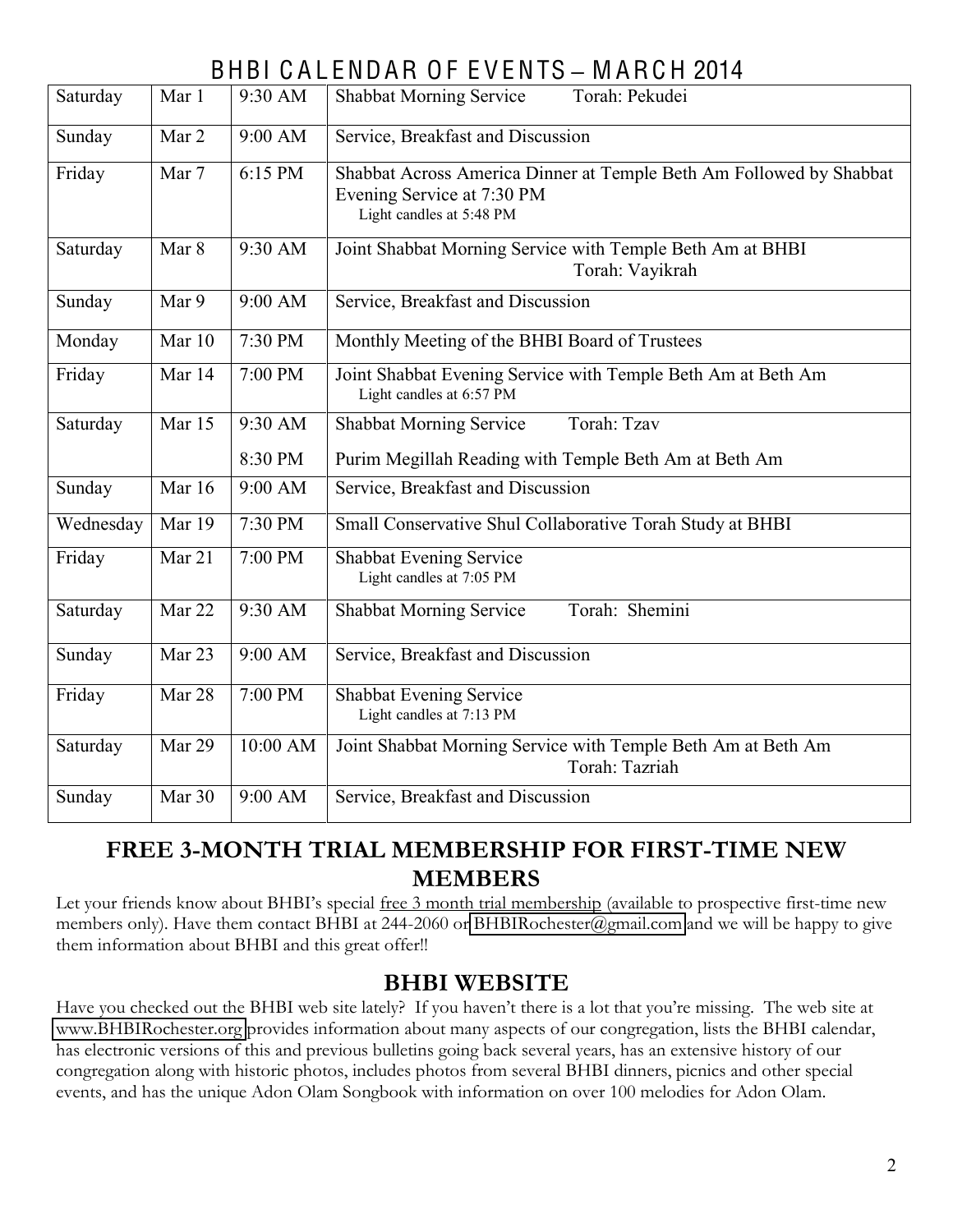# BHBI CALENDAR OF EVENTS – MARCH 2014

| | | | |
|---|---|---|---|
| Saturday | Mar 1 | 9:30 AM | Shabbat Morning Service Torah: Pekudei |
| Sunday | Mar 2 | 9:00 AM | Service, Breakfast and Discussion |
| Friday | Mar 7 | 6:15 PM | Shabbat Across America Dinner at Temple Beth Am Followed by Shabbat Evening Service at 7:30 PM<br>Light candles at 5:48 PM |
| Saturday | Mar 8 | 9:30 AM | Joint Shabbat Morning Service with Temple Beth Am at BHBI<br>Torah: Vayikrah |
| Sunday | Mar 9 | 9:00 AM | Service, Breakfast and Discussion |
| Monday | Mar 10 | 7:30 PM | Monthly Meeting of the BHBI Board of Trustees |
| Friday | Mar 14 | 7:00 PM | Joint Shabbat Evening Service with Temple Beth Am at Beth Am<br>Light candles at 6:57 PM |
| Saturday | Mar 15 | 9:30 AM<br>8:30 PM | Shabbat Morning Service Torah: Tzav<br>Purim Megillah Reading with Temple Beth Am at Beth Am |
| Sunday | Mar 16 | 9:00 AM | Service, Breakfast and Discussion |
| Wednesday | Mar 19 | 7:30 PM | Small Conservative Shul Collaborative Torah Study at BHBI |
| Friday | Mar 21 | 7:00 PM | Shabbat Evening Service<br>Light candles at 7:05 PM |
| Saturday | Mar 22 | 9:30 AM | Shabbat Morning Service Torah: Shemini |
| Sunday | Mar 23 | 9:00 AM | Service, Breakfast and Discussion |
| Friday | Mar 28 | 7:00 PM | Shabbat Evening Service<br>Light candles at 7:13 PM |
| Saturday | Mar 29 | 10:00 AM | Joint Shabbat Morning Service with Temple Beth Am at Beth Am<br>Torah: Tazriah |
| Sunday | Mar 30 | 9:00 AM | Service, Breakfast and Discussion |

## FREE 3-MONTH TRIAL MEMBERSHIP FOR FIRST-TIME NEW MEMBERS

Let your friends know about BHBI's special free 3 month trial membership (available to prospective first-time new members only). Have them contact BHBI at 244-2060 or BHBIRochester@gmail.com and we will be happy to give them information about BHBI and this great offer!!

## BHBI WEBSITE

Have you checked out the BHBI web site lately? If you haven't there is a lot that you're missing. The web site at www.BHBIRochester.org provides information about many aspects of our congregation, lists the BHBI calendar, has electronic versions of this and previous bulletins going back several years, has an extensive history of our congregation along with historic photos, includes photos from several BHBI dinners, picnics and other special events, and has the unique Adon Olam Songbook with information on over 100 melodies for Adon Olam.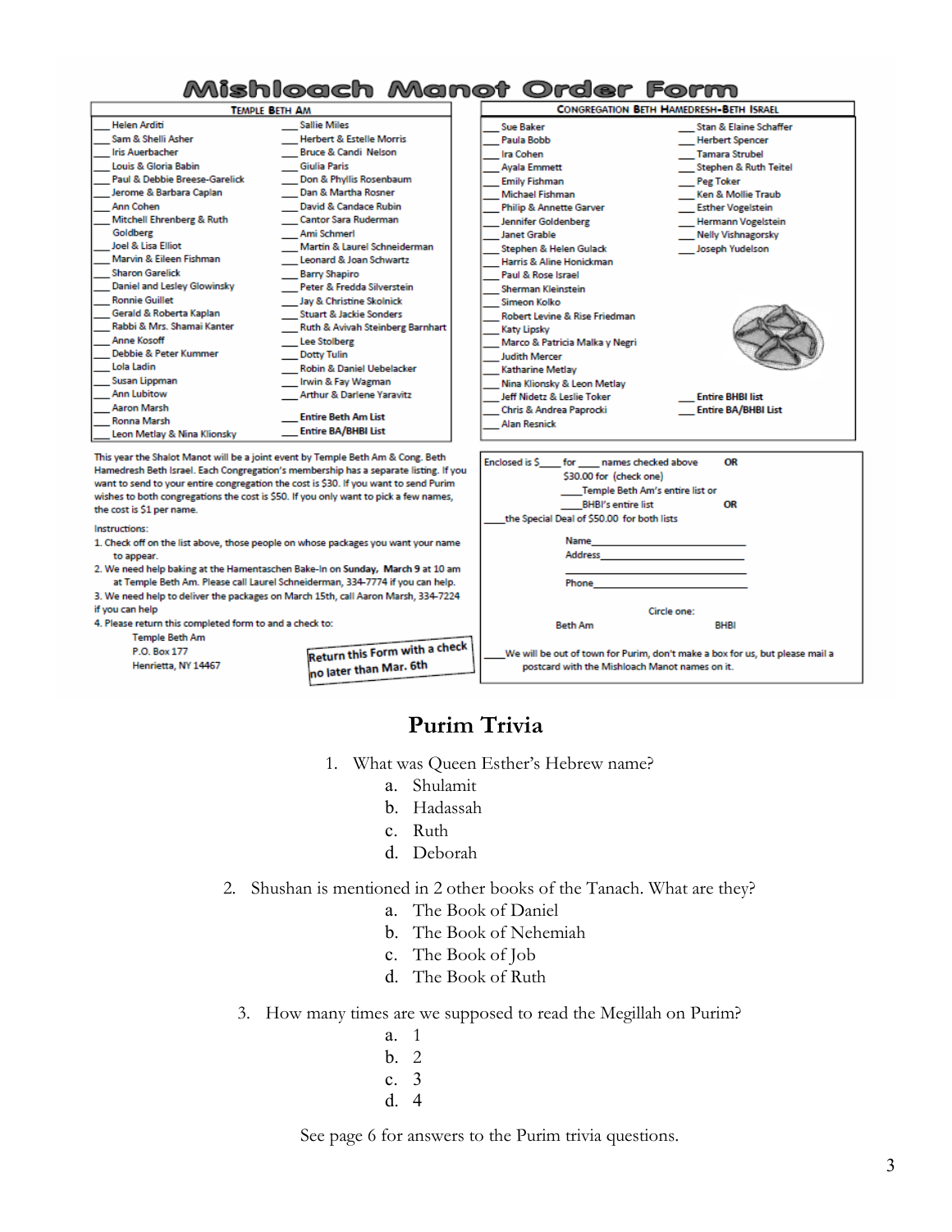# Mishloach Manot Order Form

## Temple Beth Am

___ Helen Arditi
___ Sam & Shelli Asher
___ Iris Auerbacher
___ Louis & Gloria Babin
___ Paul & Debbie Breese-Garelick
___ Jerome & Barbara Caplan
___ Ann Cohen
___ Mitchell Ehrenberg & Ruth Goldberg
___ Joel & Lisa Elliot
___ Marvin & Eileen Fishman
___ Sharon Garelick
___ Daniel and Lesley Glowinsky
___ Ronnie Guillet
___ Gerald & Roberta Kaplan
___ Rabbi & Mrs. Shamai Kanter
___ Anne Kosoff
___ Debbie & Peter Kummer
___ Lola Ladin
___ Susan Lippman
___ Ann Lubitow
___ Aaron Marsh
___ Ronna Marsh
___ Leon Metlay & Nina Klionsky
___ Sallie Miles
___ Herbert & Estelle Morris
___ Bruce & Candi Nelson
___ Giulia Paris
___ Don & Phyllis Rosenbaum
___ Dan & Martha Rosner
___ David & Candace Rubin
___ Cantor Sara Ruderman
___ Ami Schmerl
___ Martin & Laurel Schneiderman
___ Leonard & Joan Schwartz
___ Barry Shapiro
___ Peter & Fredda Silverstein
___ Jay & Christine Skolnick
___ Stuart & Jackie Sonders
___ Ruth & Avivah Steinberg Barnhart
___ Lee Stolberg
___ Dotty Tulin
___ Robin & Daniel Uebelacker
___ Irwin & Fay Wagman
___ Arthur & Darlene Yaravitz
___ **Entire Beth Am List**
___ **Entire BA/BHBI List**

## Congregation Beth Hamedresh-Beth Israel

___ Sue Baker
___ Paula Bobb
___ Ira Cohen
___ Ayala Emmett
___ Emily Fishman
___ Michael Fishman
___ Philip & Annette Garver
___ Jennifer Goldenberg
___ Janet Grable
___ Stephen & Helen Gulack
___ Harris & Aline Honickman
___ Paul & Rose Israel
___ Sherman Kleinstein
___ Simeon Kolko
___ Robert Levine & Rise Friedman
___ Katy Lipsky
___ Marco & Patricia Malka y Negri
___ Judith Mercer
___ Katharine Metlay
___ Nina Klionsky & Leon Metlay
___ Jeff Nidetz & Leslie Toker
___ Chris & Andrea Paprocki
___ Alan Resnick
___ Stan & Elaine Schaffer
___ Herbert Spencer
___ Tamara Strubel
___ Stephen & Ruth Teitel
___ Peg Toker
___ Ken & Mollie Traub
___ Esther Vogelstein
___ Hermann Vogelstein
___ Nelly Vishnagorsky
___ Joseph Yudelson
___ **Entire BHBI list**
___ **Entire BA/BHBI List**

This year the Shalot Manot will be a joint event by Temple Beth Am & Cong. Beth Hamedresh Beth Israel. Each Congregation's membership has a separate listing. If you want to send to your entire congregation the cost is $30. If you want to send Purim wishes to both congregations the cost is $50. If you only want to pick a few names, the cost is $1 per name.

Instructions:

1. Check off on the list above, those people on whose packages you want your name to appear.
2. We need help baking at the Hamentaschen Bake-In on **Sunday, March 9** at 10 am at Temple Beth Am. Please call Laurel Schneiderman, 334-7774 if you can help.
3. We need help to deliver the packages on March 15th, call Aaron Marsh, 334-7224 if you can help
4. Please return this completed form to and a check to:

   Temple Beth Am
   P.O. Box 177
   Henrietta, NY 14467

**Return this Form with a check no later than Mar. 6th**

Enclosed is $____ for ____ names checked above **OR**
$30.00 for (check one)
____Temple Beth Am's entire list or
____BHBI's entire list **OR**
____the Special Deal of $50.00 for both lists

Name______________________________
Address____________________________
__________________________________
Phone_____________________________

Circle one:
Beth Am BHBI

____We will be out of town for Purim, don't make a box for us, but please mail a postcard with the Mishloach Manot names on it.

# Purim Trivia

1. What was Queen Esther's Hebrew name?
   a. Shulamit
   b. Hadassah
   c. Ruth
   d. Deborah

2. Shushan is mentioned in 2 other books of the Tanach. What are they?
   a. The Book of Daniel
   b. The Book of Nehemiah
   c. The Book of Job
   d. The Book of Ruth

3. How many times are we supposed to read the Megillah on Purim?
   a. 1
   b. 2
   c. 3
   d. 4

See page 6 for answers to the Purim trivia questions.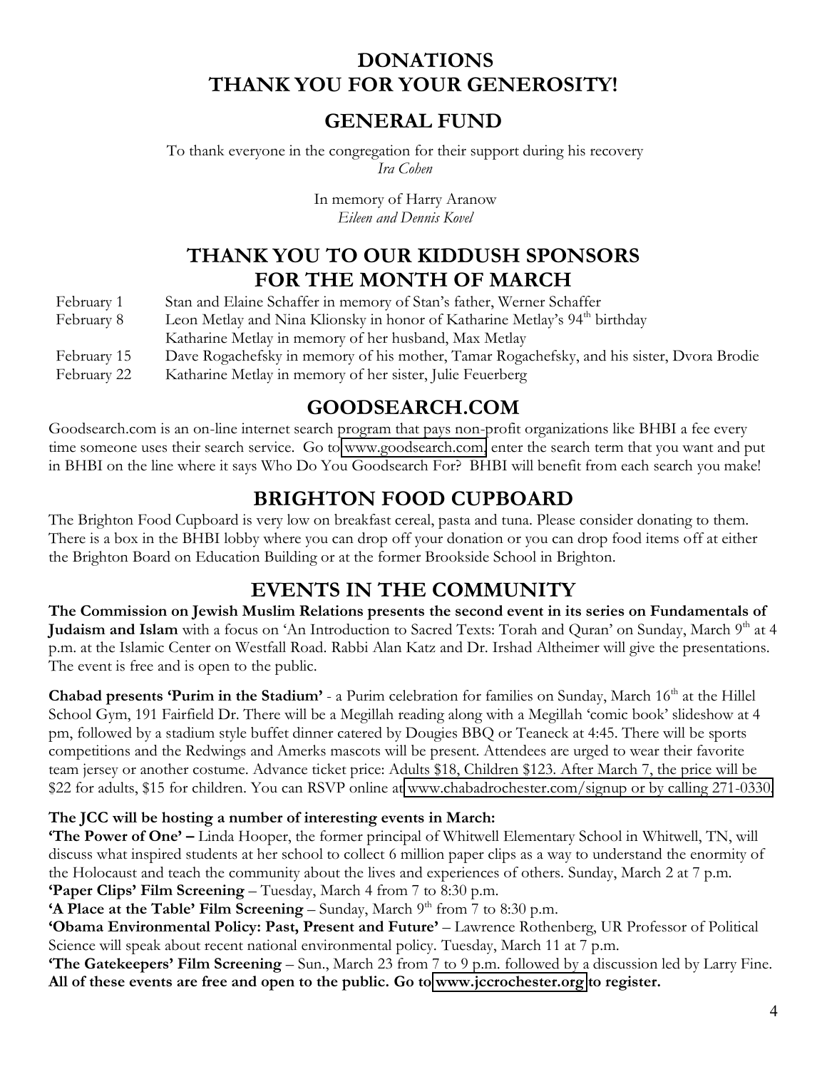# DONATIONS
# THANK YOU FOR YOUR GENEROSITY!

## GENERAL FUND

To thank everyone in the congregation for their support during his recovery
*Ira Cohen*

In memory of Harry Aranow
*Eileen and Dennis Kovel*

## THANK YOU TO OUR KIDDUSH SPONSORS FOR THE MONTH OF MARCH

| | |
|---|---|
| February 1 | Stan and Elaine Schaffer in memory of Stan's father, Werner Schaffer |
| February 8 | Leon Metlay and Nina Klionsky in honor of Katharine Metlay's 94th birthday |
| | Katharine Metlay in memory of her husband, Max Metlay |
| February 15 | Dave Rogachefsky in memory of his mother, Tamar Rogachefsky, and his sister, Dvora Brodie |
| February 22 | Katharine Metlay in memory of her sister, Julie Feuerberg |

## GOODSEARCH.COM

Goodsearch.com is an on-line internet search program that pays non-profit organizations like BHBI a fee every time someone uses their search service. Go to www.goodsearch.com, enter the search term that you want and put in BHBI on the line where it says Who Do You Goodsearch For? BHBI will benefit from each search you make!

## BRIGHTON FOOD CUPBOARD

The Brighton Food Cupboard is very low on breakfast cereal, pasta and tuna. Please consider donating to them. There is a box in the BHBI lobby where you can drop off your donation or you can drop food items off at either the Brighton Board on Education Building or at the former Brookside School in Brighton.

## EVENTS IN THE COMMUNITY

**The Commission on Jewish Muslim Relations presents the second event in its series on Fundamentals of Judaism and Islam** with a focus on 'An Introduction to Sacred Texts: Torah and Quran' on Sunday, March 9th at 4 p.m. at the Islamic Center on Westfall Road. Rabbi Alan Katz and Dr. Irshad Altheimer will give the presentations. The event is free and is open to the public.

**Chabad presents 'Purim in the Stadium'** - a Purim celebration for families on Sunday, March 16th at the Hillel School Gym, 191 Fairfield Dr. There will be a Megillah reading along with a Megillah 'comic book' slideshow at 4 pm, followed by a stadium style buffet dinner catered by Dougies BBQ or Teaneck at 4:45. There will be sports competitions and the Redwings and Amerks mascots will be present. Attendees are urged to wear their favorite team jersey or another costume. Advance ticket price: Adults $18, Children $123. After March 7, the price will be $22 for adults, $15 for children. You can RSVP online at www.chabadrochester.com/signup or by calling 271-0330.

**The JCC will be hosting a number of interesting events in March:**

**'The Power of One' –** Linda Hooper, the former principal of Whitwell Elementary School in Whitwell, TN, will discuss what inspired students at her school to collect 6 million paper clips as a way to understand the enormity of the Holocaust and teach the community about the lives and experiences of others. Sunday, March 2 at 7 p.m.

**'Paper Clips' Film Screening** – Tuesday, March 4 from 7 to 8:30 p.m.

**'A Place at the Table' Film Screening** – Sunday, March 9th from 7 to 8:30 p.m.

**'Obama Environmental Policy: Past, Present and Future'** – Lawrence Rothenberg, UR Professor of Political Science will speak about recent national environmental policy. Tuesday, March 11 at 7 p.m.

**'The Gatekeepers' Film Screening** – Sun., March 23 from 7 to 9 p.m. followed by a discussion led by Larry Fine.

**All of these events are free and open to the public. Go to www.jccrochester.org to register.**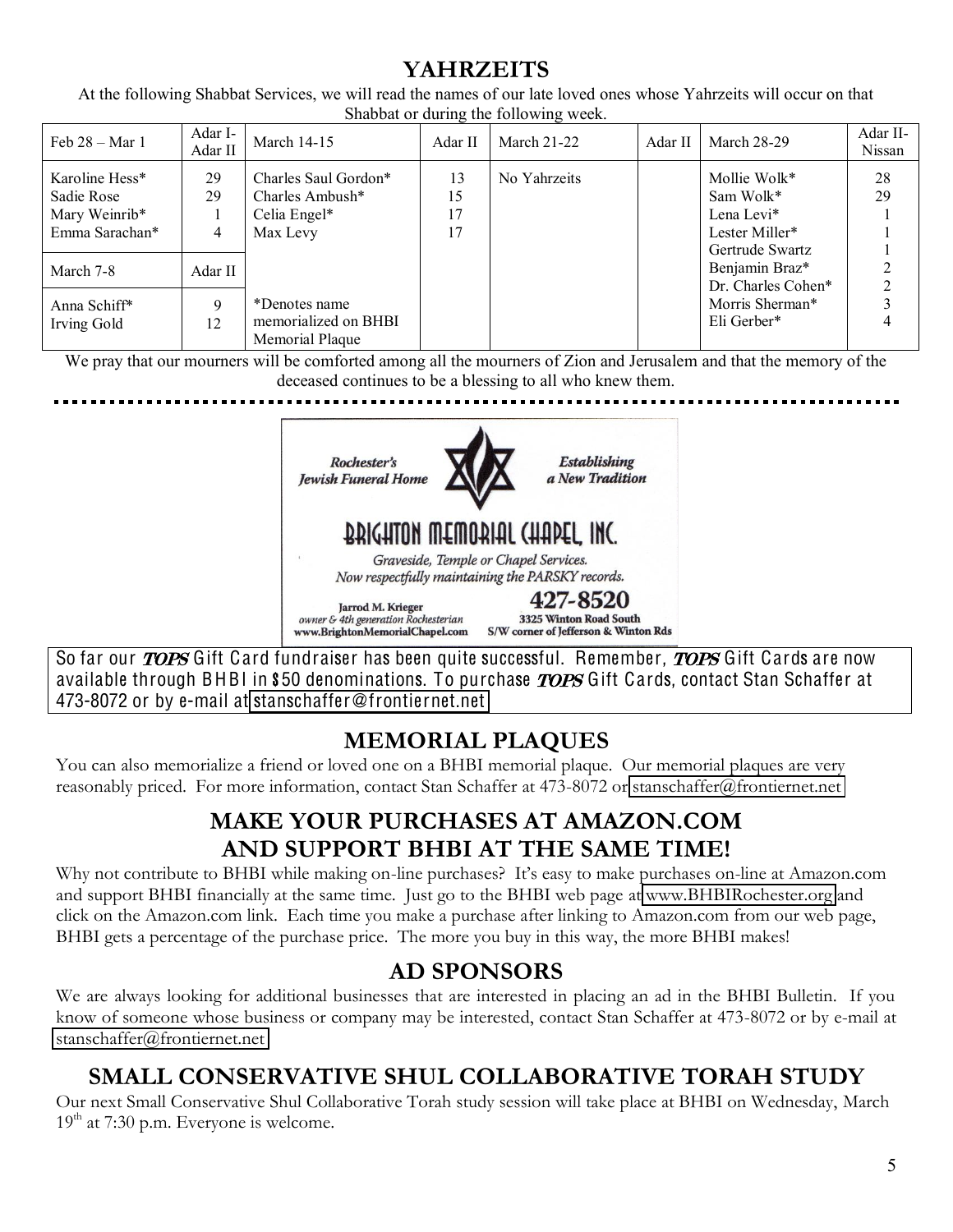## YAHRZEITS

At the following Shabbat Services, we will read the names of our late loved ones whose Yahrzeits will occur on that Shabbat or during the following week.

| Feb 28 – Mar 1 | Adar I-Adar II | March 14-15 | Adar II | March 21-22 | Adar II | March 28-29 | Adar II-Nissan |
|---|---|---|---|---|---|---|---|
| Karoline Hess* | 29 | Charles Saul Gordon* | 13 | No Yahrzeits | | Mollie Wolk* | 28 |
| Sadie Rose | 29 | Charles Ambush* | 15 | | | Sam Wolk* | 29 |
| Mary Weinrib* | 1 | Celia Engel* | 17 | | | Lena Levi* | 1 |
| Emma Sarachan* | 4 | Max Levy | 17 | | | Lester Miller* | 1 |
| | | | | | | Gertrude Swartz | 1 |
| **March 7-8** | **Adar II** | | | | | Benjamin Braz* | 2 |
| | | | | | | Dr. Charles Cohen* | 2 |
| Anna Schiff* | 9 | *Denotes name memorialized on BHBI Memorial Plaque | | | | Morris Sherman* | 3 |
| Irving Gold | 12 | | | | | Eli Gerber* | 4 |

We pray that our mourners will be comforted among all the mourners of Zion and Jerusalem and that the memory of the deceased continues to be a blessing to all who knew them.

---

Rochester's Jewish Funeral Home — Establishing a New Tradition

**BRIGHTON MEMORIAL CHAPEL, INC.**

Graveside, Temple or Chapel Services.
Now respectfully maintaining the PARSKY records.

Jarrod M. Krieger
owner & 4th generation Rochesterian
www.BrightonMemorialChapel.com

427-8520
3325 Winton Road South
S/W corner of Jefferson & Winton Rds

So far our *TOPS* Gift Card fundraiser has been quite successful. Remember, *TOPS* Gift Cards are now available through BHBI in $50 denominations. To purchase *TOPS* Gift Cards, contact Stan Schaffer at 473-8072 or by e-mail at stanschaffer@frontiernet.net

## MEMORIAL PLAQUES

You can also memorialize a friend or loved one on a BHBI memorial plaque. Our memorial plaques are very reasonably priced. For more information, contact Stan Schaffer at 473-8072 or stanschaffer@frontiernet.net

## MAKE YOUR PURCHASES AT AMAZON.COM AND SUPPORT BHBI AT THE SAME TIME!

Why not contribute to BHBI while making on-line purchases? It's easy to make purchases on-line at Amazon.com and support BHBI financially at the same time. Just go to the BHBI web page at www.BHBIRochester.org and click on the Amazon.com link. Each time you make a purchase after linking to Amazon.com from our web page, BHBI gets a percentage of the purchase price. The more you buy in this way, the more BHBI makes!

## AD SPONSORS

We are always looking for additional businesses that are interested in placing an ad in the BHBI Bulletin. If you know of someone whose business or company may be interested, contact Stan Schaffer at 473-8072 or by e-mail at stanschaffer@frontiernet.net

## SMALL CONSERVATIVE SHUL COLLABORATIVE TORAH STUDY

Our next Small Conservative Shul Collaborative Torah study session will take place at BHBI on Wednesday, March 19th at 7:30 p.m. Everyone is welcome.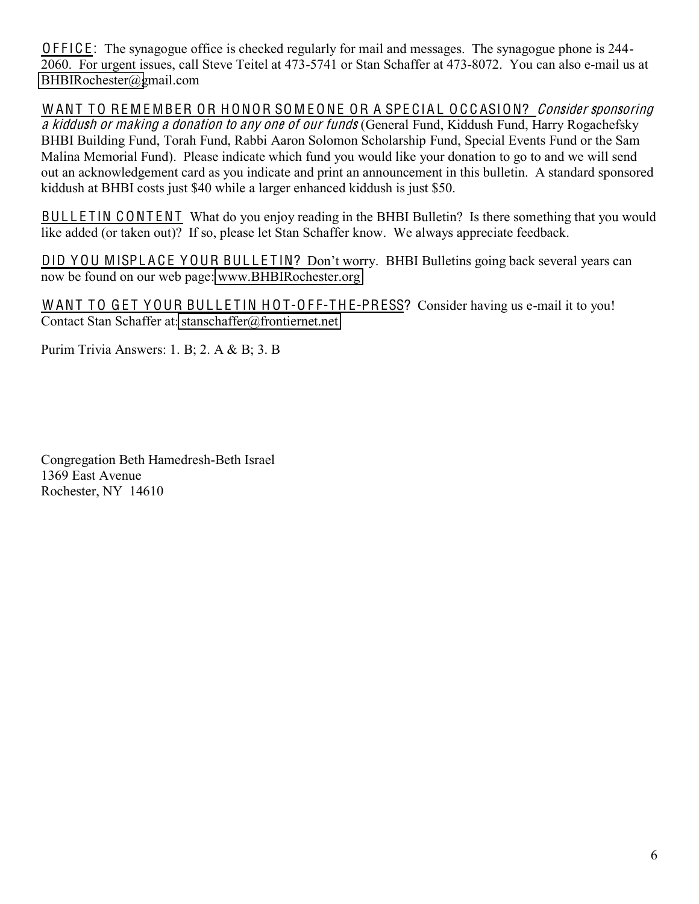OFFICE: The synagogue office is checked regularly for mail and messages. The synagogue phone is 244-2060. For urgent issues, call Steve Teitel at 473-5741 or Stan Schaffer at 473-8072. You can also e-mail us at BHBIRochester@gmail.com

WANT TO REMEMBER OR HONOR SOMEONE OR A SPECIAL OCCASION? *Consider sponsoring a kiddush or making a donation to any one of our funds* (General Fund, Kiddush Fund, Harry Rogachefsky BHBI Building Fund, Torah Fund, Rabbi Aaron Solomon Scholarship Fund, Special Events Fund or the Sam Malina Memorial Fund). Please indicate which fund you would like your donation to go to and we will send out an acknowledgement card as you indicate and print an announcement in this bulletin. A standard sponsored kiddush at BHBI costs just $40 while a larger enhanced kiddush is just $50.

BULLETIN CONTENT What do you enjoy reading in the BHBI Bulletin? Is there something that you would like added (or taken out)? If so, please let Stan Schaffer know. We always appreciate feedback.

DID YOU MISPLACE YOUR BULLETIN? Don't worry. BHBI Bulletins going back several years can now be found on our web page: www.BHBIRochester.org

WANT TO GET YOUR BULLETIN HOT-OFF-THE-PRESS? Consider having us e-mail it to you! Contact Stan Schaffer at: stanschaffer@frontiernet.net

Purim Trivia Answers: 1. B; 2. A & B; 3. B

Congregation Beth Hamedresh-Beth Israel
1369 East Avenue
Rochester, NY 14610